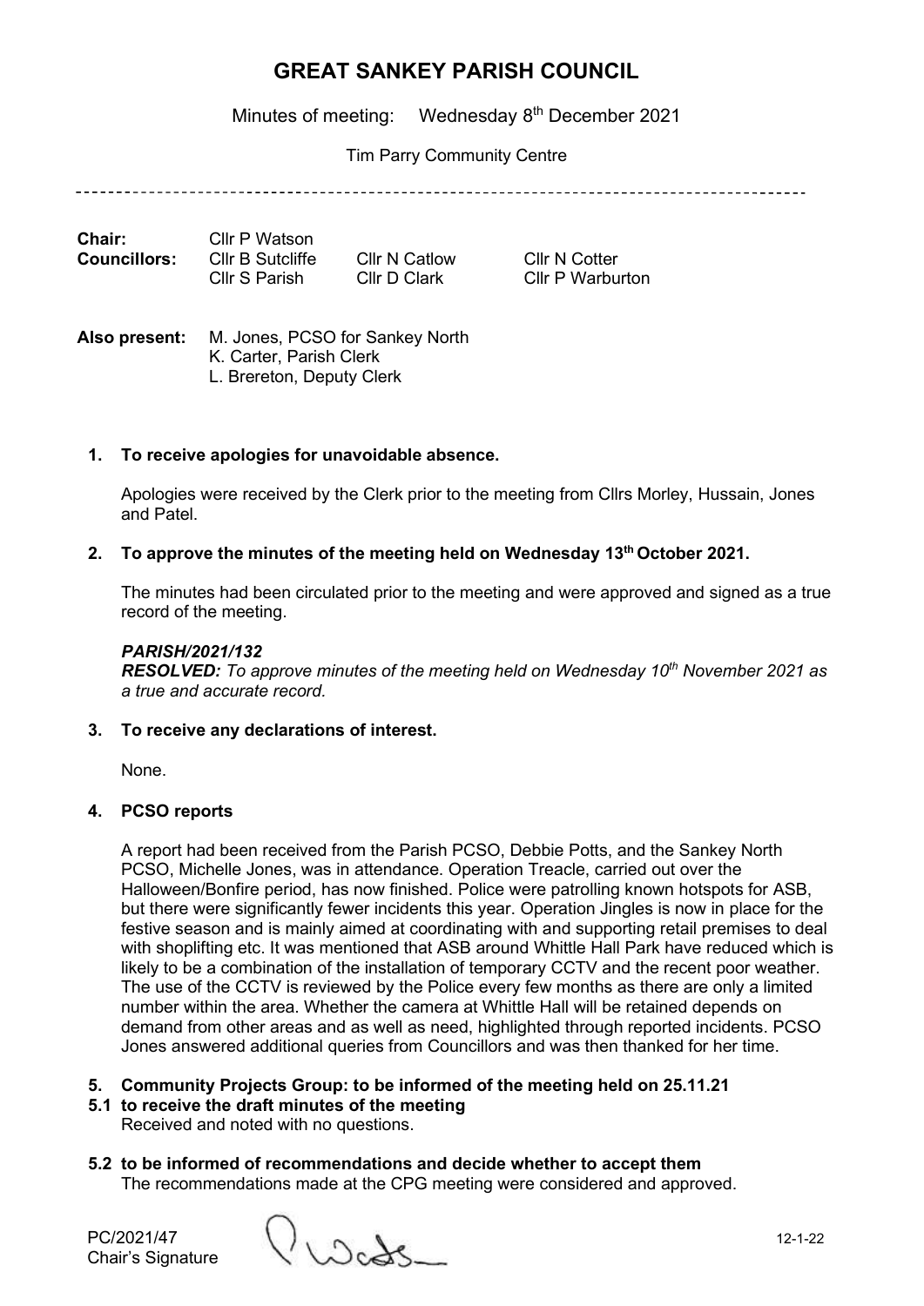# GREAT SANKEY PARISH COUNCIL

Minutes of meeting: Wednesday 8th December 2021

Tim Parry Community Centre

---

| | | | |
|---|---|---|---|
| **Chair:** | Cllr P Watson | | |
| **Councillors:** | Cllr B Sutcliffe | Cllr N Catlow | Cllr N Cotter |
| | Cllr S Parish | Cllr D Clark | Cllr P Warburton |

**Also present:** M. Jones, PCSO for Sankey North
K. Carter, Parish Clerk
L. Brereton, Deputy Clerk

**1. To receive apologies for unavoidable absence.**

Apologies were received by the Clerk prior to the meeting from Cllrs Morley, Hussain, Jones and Patel.

**2. To approve the minutes of the meeting held on Wednesday 13th October 2021.**

The minutes had been circulated prior to the meeting and were approved and signed as a true record of the meeting.

***PARISH/2021/132***
***RESOLVED:*** *To approve minutes of the meeting held on Wednesday 10th November 2021 as a true and accurate record.*

**3. To receive any declarations of interest.**

None.

**4. PCSO reports**

A report had been received from the Parish PCSO, Debbie Potts, and the Sankey North PCSO, Michelle Jones, was in attendance. Operation Treacle, carried out over the Halloween/Bonfire period, has now finished. Police were patrolling known hotspots for ASB, but there were significantly fewer incidents this year. Operation Jingles is now in place for the festive season and is mainly aimed at coordinating with and supporting retail premises to deal with shoplifting etc. It was mentioned that ASB around Whittle Hall Park have reduced which is likely to be a combination of the installation of temporary CCTV and the recent poor weather. The use of the CCTV is reviewed by the Police every few months as there are only a limited number within the area. Whether the camera at Whittle Hall will be retained depends on demand from other areas and as well as need, highlighted through reported incidents. PCSO Jones answered additional queries from Councillors and was then thanked for her time.

**5. Community Projects Group: to be informed of the meeting held on 25.11.21**

**5.1 to receive the draft minutes of the meeting**
Received and noted with no questions.

**5.2 to be informed of recommendations and decide whether to accept them**
The recommendations made at the CPG meeting were considered and approved.

PC/2021/47
Chair's Signature 12-1-22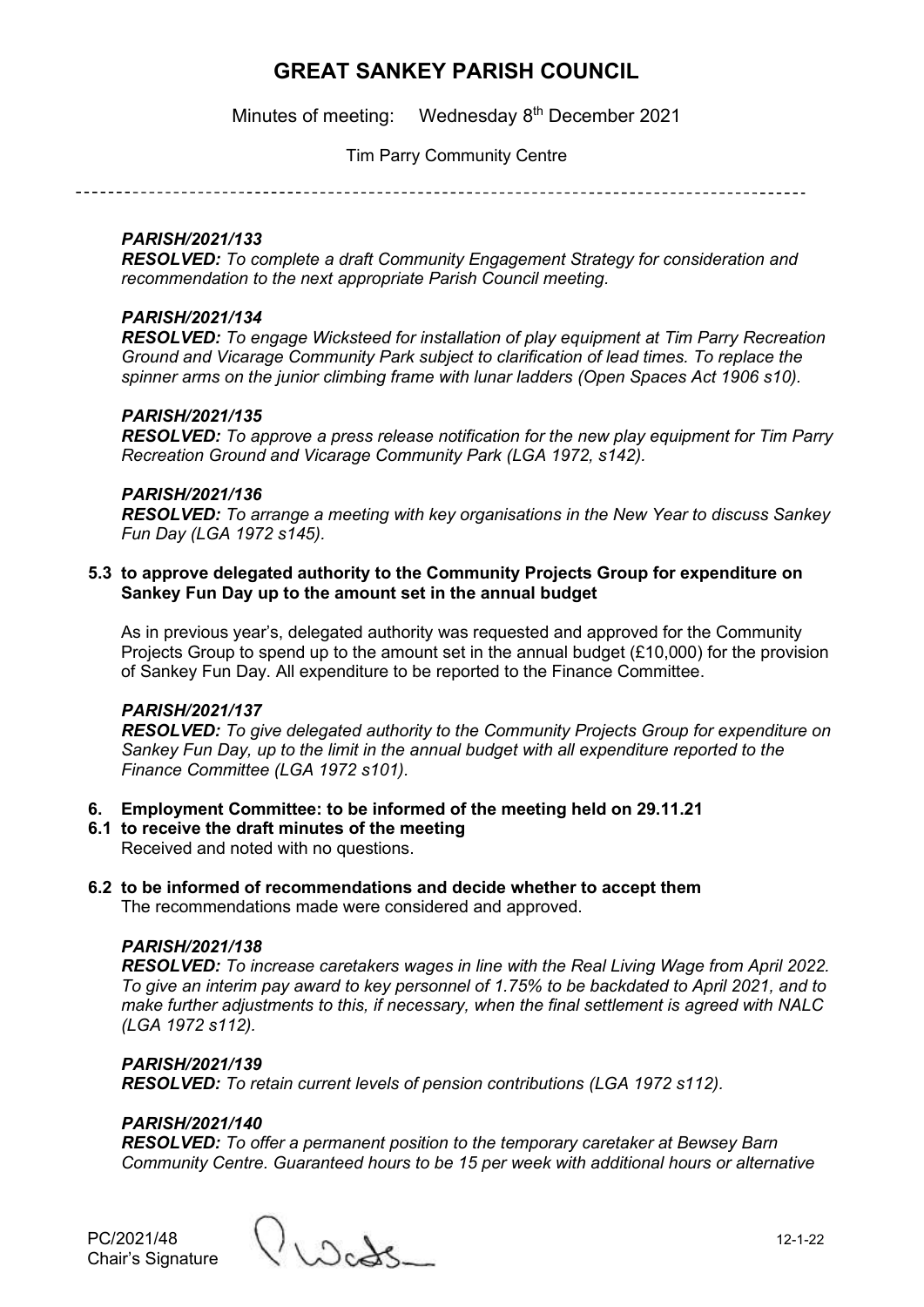*PARISH/2021/133*
***RESOLVED:*** *To complete a draft Community Engagement Strategy for consideration and recommendation to the next appropriate Parish Council meeting.*

*PARISH/2021/134*
***RESOLVED:*** *To engage Wicksteed for installation of play equipment at Tim Parry Recreation Ground and Vicarage Community Park subject to clarification of lead times. To replace the spinner arms on the junior climbing frame with lunar ladders (Open Spaces Act 1906 s10).*

*PARISH/2021/135*
***RESOLVED:*** *To approve a press release notification for the new play equipment for Tim Parry Recreation Ground and Vicarage Community Park (LGA 1972, s142).*

*PARISH/2021/136*
***RESOLVED:*** *To arrange a meeting with key organisations in the New Year to discuss Sankey Fun Day (LGA 1972 s145).*

**5.3 to approve delegated authority to the Community Projects Group for expenditure on Sankey Fun Day up to the amount set in the annual budget**

As in previous year's, delegated authority was requested and approved for the Community Projects Group to spend up to the amount set in the annual budget (£10,000) for the provision of Sankey Fun Day. All expenditure to be reported to the Finance Committee.

*PARISH/2021/137*
***RESOLVED:*** *To give delegated authority to the Community Projects Group for expenditure on Sankey Fun Day, up to the limit in the annual budget with all expenditure reported to the Finance Committee (LGA 1972 s101).*

**6. Employment Committee: to be informed of the meeting held on 29.11.21**

**6.1 to receive the draft minutes of the meeting**
Received and noted with no questions.

**6.2 to be informed of recommendations and decide whether to accept them**
The recommendations made were considered and approved.

*PARISH/2021/138*
***RESOLVED:*** *To increase caretakers wages in line with the Real Living Wage from April 2022. To give an interim pay award to key personnel of 1.75% to be backdated to April 2021, and to make further adjustments to this, if necessary, when the final settlement is agreed with NALC (LGA 1972 s112).*

*PARISH/2021/139*
***RESOLVED:*** *To retain current levels of pension contributions (LGA 1972 s112).*

*PARISH/2021/140*
***RESOLVED:*** *To offer a permanent position to the temporary caretaker at Bewsey Barn Community Centre. Guaranteed hours to be 15 per week with additional hours or alternative*

PC/2021/48
Chair's Signature
12-1-22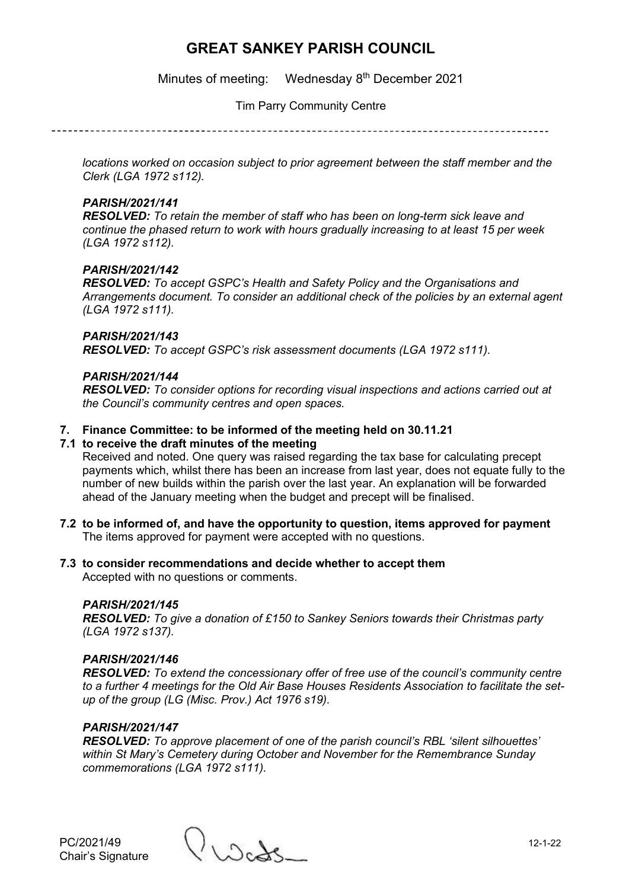*locations worked on occasion subject to prior agreement between the staff member and the Clerk (LGA 1972 s112).*

***PARISH/2021/141***
***RESOLVED:*** *To retain the member of staff who has been on long-term sick leave and continue the phased return to work with hours gradually increasing to at least 15 per week (LGA 1972 s112).*

***PARISH/2021/142***
***RESOLVED:*** *To accept GSPC's Health and Safety Policy and the Organisations and Arrangements document. To consider an additional check of the policies by an external agent (LGA 1972 s111).*

***PARISH/2021/143***
***RESOLVED:*** *To accept GSPC's risk assessment documents (LGA 1972 s111).*

***PARISH/2021/144***
***RESOLVED:*** *To consider options for recording visual inspections and actions carried out at the Council's community centres and open spaces.*

**7. Finance Committee: to be informed of the meeting held on 30.11.21**

**7.1 to receive the draft minutes of the meeting**
Received and noted. One query was raised regarding the tax base for calculating precept payments which, whilst there has been an increase from last year, does not equate fully to the number of new builds within the parish over the last year. An explanation will be forwarded ahead of the January meeting when the budget and precept will be finalised.

**7.2 to be informed of, and have the opportunity to question, items approved for payment**
The items approved for payment were accepted with no questions.

**7.3 to consider recommendations and decide whether to accept them**
Accepted with no questions or comments.

***PARISH/2021/145***
***RESOLVED:*** *To give a donation of £150 to Sankey Seniors towards their Christmas party (LGA 1972 s137).*

***PARISH/2021/146***
***RESOLVED:*** *To extend the concessionary offer of free use of the council's community centre to a further 4 meetings for the Old Air Base Houses Residents Association to facilitate the set-up of the group (LG (Misc. Prov.) Act 1976 s19).*

***PARISH/2021/147***
***RESOLVED:*** *To approve placement of one of the parish council's RBL 'silent silhouettes' within St Mary's Cemetery during October and November for the Remembrance Sunday commemorations (LGA 1972 s111).*

PC/2021/49
Chair's Signature

12-1-22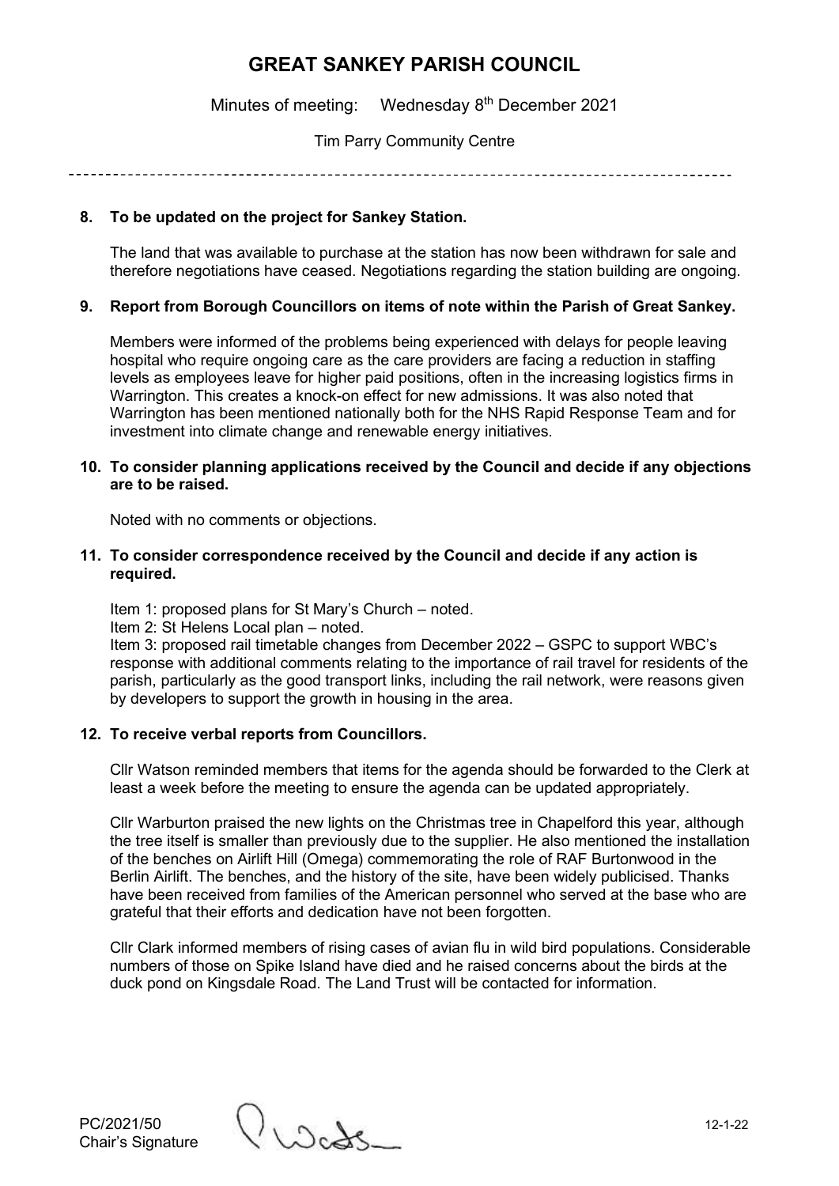# GREAT SANKEY PARISH COUNCIL

Minutes of meeting: Wednesday 8th December 2021

Tim Parry Community Centre

**8. To be updated on the project for Sankey Station.**

The land that was available to purchase at the station has now been withdrawn for sale and therefore negotiations have ceased. Negotiations regarding the station building are ongoing.

**9. Report from Borough Councillors on items of note within the Parish of Great Sankey.**

Members were informed of the problems being experienced with delays for people leaving hospital who require ongoing care as the care providers are facing a reduction in staffing levels as employees leave for higher paid positions, often in the increasing logistics firms in Warrington. This creates a knock-on effect for new admissions. It was also noted that Warrington has been mentioned nationally both for the NHS Rapid Response Team and for investment into climate change and renewable energy initiatives.

**10. To consider planning applications received by the Council and decide if any objections are to be raised.**

Noted with no comments or objections.

**11. To consider correspondence received by the Council and decide if any action is required.**

Item 1: proposed plans for St Mary's Church – noted.
Item 2: St Helens Local plan – noted.
Item 3: proposed rail timetable changes from December 2022 – GSPC to support WBC's response with additional comments relating to the importance of rail travel for residents of the parish, particularly as the good transport links, including the rail network, were reasons given by developers to support the growth in housing in the area.

**12. To receive verbal reports from Councillors.**

Cllr Watson reminded members that items for the agenda should be forwarded to the Clerk at least a week before the meeting to ensure the agenda can be updated appropriately.

Cllr Warburton praised the new lights on the Christmas tree in Chapelford this year, although the tree itself is smaller than previously due to the supplier. He also mentioned the installation of the benches on Airlift Hill (Omega) commemorating the role of RAF Burtonwood in the Berlin Airlift. The benches, and the history of the site, have been widely publicised. Thanks have been received from families of the American personnel who served at the base who are grateful that their efforts and dedication have not been forgotten.

Cllr Clark informed members of rising cases of avian flu in wild bird populations. Considerable numbers of those on Spike Island have died and he raised concerns about the birds at the duck pond on Kingsdale Road. The Land Trust will be contacted for information.

PC/2021/50
Chair's Signature

12-1-22